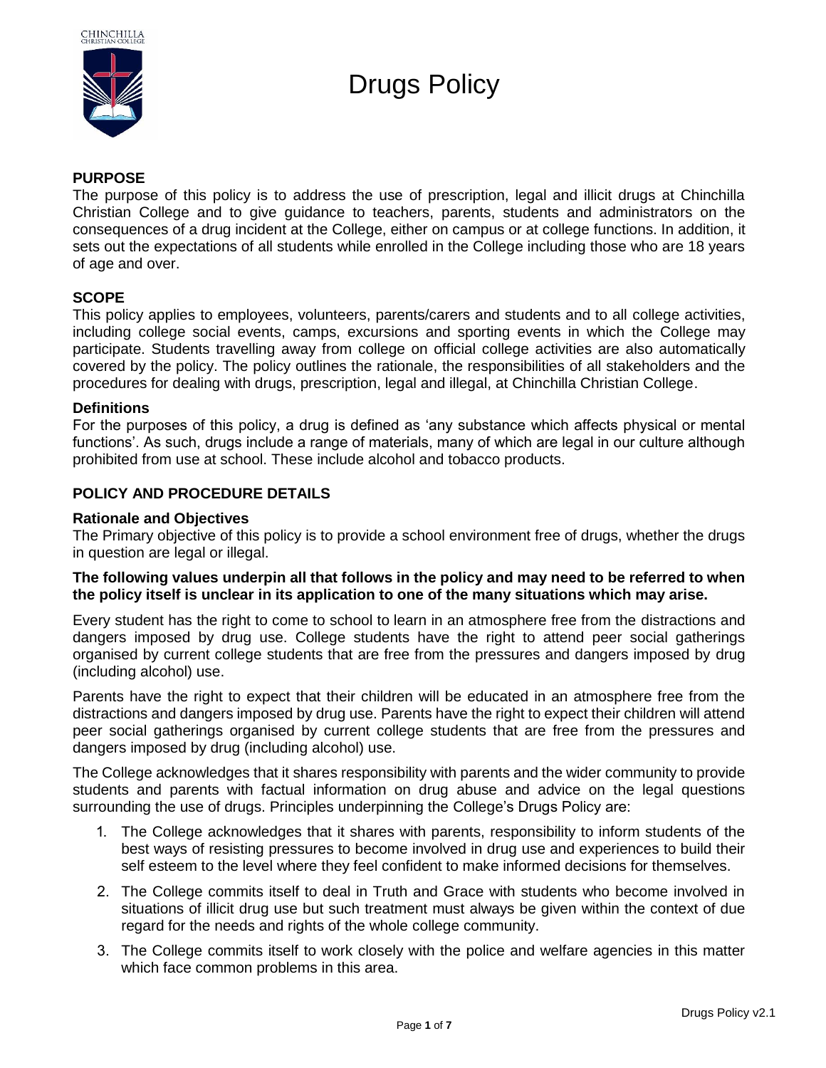# Drugs Policy

## PURPOSE

The purpose of this policy is to address the use of prescription, legal and illicit drugs at Chinchilla Christian College and to give guidance to teachers, parents, students and administrators on the consequences of a drug incident at the College, either on campus or at college functions. In addition, it sets out the expectations of all students while enrolled in the College including those who are 18 years of age and over.

## SCOPE

This policy applies to employees, volunteers, parents/carers and students and to all college activities, including college social events, camps, excursions and sporting events in which the College may participate. Students travelling away from college on official college activities are also automatically covered by the policy. The policy outlines the rationale, the responsibilities of all stakeholders and the procedures for dealing with drugs, prescription, legal and illegal, at Chinchilla Christian College.

### Definitions

For the purposes of this policy, a drug is defined as 'any substance which affects physical or mental functions'. As such, drugs include a range of materials, many of which are legal in our culture although prohibited from use at school. These include alcohol and tobacco products.

## POLICY AND PROCEDURE DETAILS

### Rationale and Objectives

The Primary objective of this policy is to provide a school environment free of drugs, whether the drugs in question are legal or illegal.

**The following values underpin all that follows in the policy and may need to be referred to when the policy itself is unclear in its application to one of the many situations which may arise.**

Every student has the right to come to school to learn in an atmosphere free from the distractions and dangers imposed by drug use. College students have the right to attend peer social gatherings organised by current college students that are free from the pressures and dangers imposed by drug (including alcohol) use.

Parents have the right to expect that their children will be educated in an atmosphere free from the distractions and dangers imposed by drug use. Parents have the right to expect their children will attend peer social gatherings organised by current college students that are free from the pressures and dangers imposed by drug (including alcohol) use.

The College acknowledges that it shares responsibility with parents and the wider community to provide students and parents with factual information on drug abuse and advice on the legal questions surrounding the use of drugs. Principles underpinning the College's Drugs Policy are:

1. The College acknowledges that it shares with parents, responsibility to inform students of the best ways of resisting pressures to become involved in drug use and experiences to build their self esteem to the level where they feel confident to make informed decisions for themselves.
2. The College commits itself to deal in Truth and Grace with students who become involved in situations of illicit drug use but such treatment must always be given within the context of due regard for the needs and rights of the whole college community.
3. The College commits itself to work closely with the police and welfare agencies in this matter which face common problems in this area.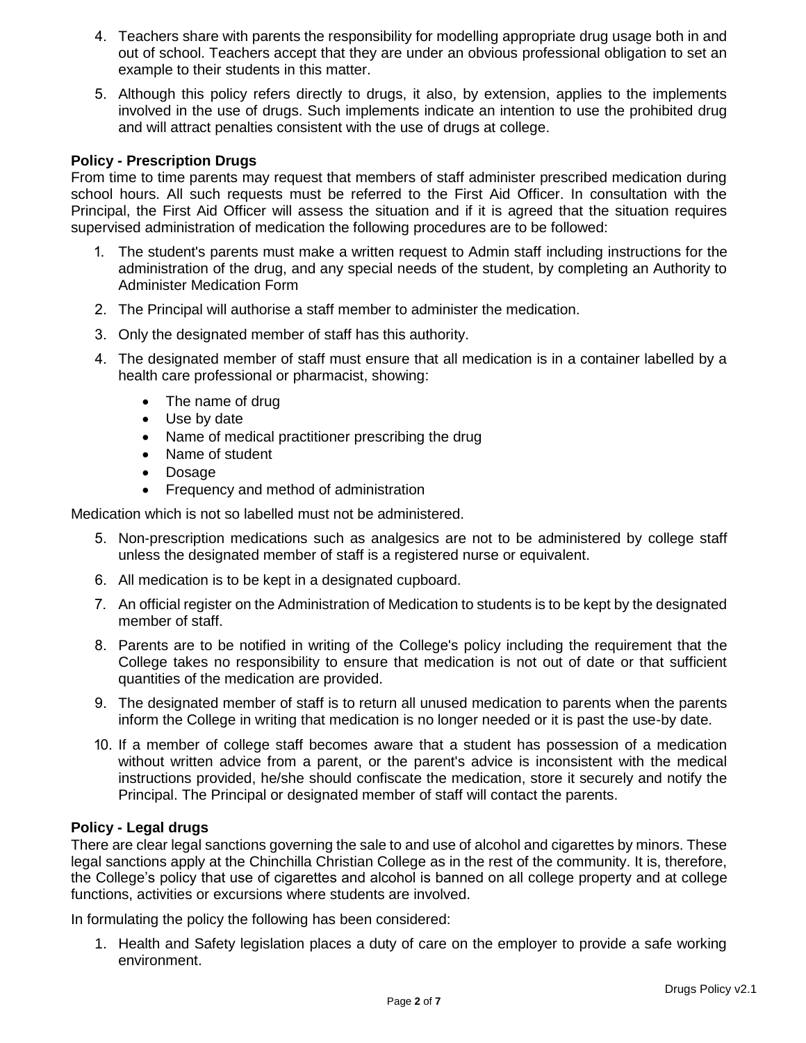4. Teachers share with parents the responsibility for modelling appropriate drug usage both in and out of school. Teachers accept that they are under an obvious professional obligation to set an example to their students in this matter.

5. Although this policy refers directly to drugs, it also, by extension, applies to the implements involved in the use of drugs. Such implements indicate an intention to use the prohibited drug and will attract penalties consistent with the use of drugs at college.

**Policy - Prescription Drugs**

From time to time parents may request that members of staff administer prescribed medication during school hours. All such requests must be referred to the First Aid Officer. In consultation with the Principal, the First Aid Officer will assess the situation and if it is agreed that the situation requires supervised administration of medication the following procedures are to be followed:

1. The student's parents must make a written request to Admin staff including instructions for the administration of the drug, and any special needs of the student, by completing an Authority to Administer Medication Form

2. The Principal will authorise a staff member to administer the medication.

3. Only the designated member of staff has this authority.

4. The designated member of staff must ensure that all medication is in a container labelled by a health care professional or pharmacist, showing:

   - The name of drug
   - Use by date
   - Name of medical practitioner prescribing the drug
   - Name of student
   - Dosage
   - Frequency and method of administration

Medication which is not so labelled must not be administered.

5. Non-prescription medications such as analgesics are not to be administered by college staff unless the designated member of staff is a registered nurse or equivalent.

6. All medication is to be kept in a designated cupboard.

7. An official register on the Administration of Medication to students is to be kept by the designated member of staff.

8. Parents are to be notified in writing of the College's policy including the requirement that the College takes no responsibility to ensure that medication is not out of date or that sufficient quantities of the medication are provided.

9. The designated member of staff is to return all unused medication to parents when the parents inform the College in writing that medication is no longer needed or it is past the use-by date.

10. If a member of college staff becomes aware that a student has possession of a medication without written advice from a parent, or the parent's advice is inconsistent with the medical instructions provided, he/she should confiscate the medication, store it securely and notify the Principal. The Principal or designated member of staff will contact the parents.

**Policy - Legal drugs**

There are clear legal sanctions governing the sale to and use of alcohol and cigarettes by minors. These legal sanctions apply at the Chinchilla Christian College as in the rest of the community. It is, therefore, the College's policy that use of cigarettes and alcohol is banned on all college property and at college functions, activities or excursions where students are involved.

In formulating the policy the following has been considered:

1. Health and Safety legislation places a duty of care on the employer to provide a safe working environment.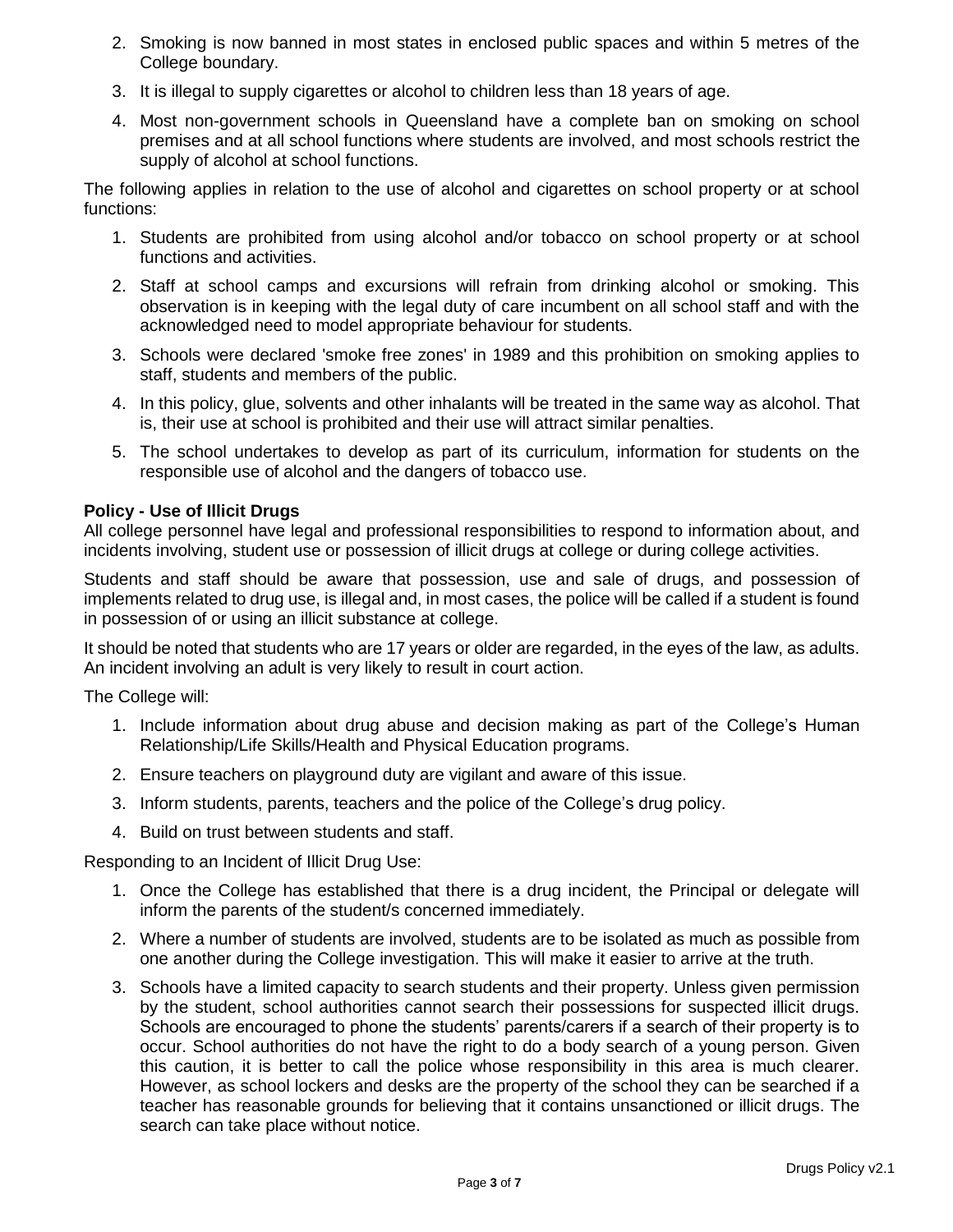2. Smoking is now banned in most states in enclosed public spaces and within 5 metres of the College boundary.
3. It is illegal to supply cigarettes or alcohol to children less than 18 years of age.
4. Most non-government schools in Queensland have a complete ban on smoking on school premises and at all school functions where students are involved, and most schools restrict the supply of alcohol at school functions.

The following applies in relation to the use of alcohol and cigarettes on school property or at school functions:

1. Students are prohibited from using alcohol and/or tobacco on school property or at school functions and activities.
2. Staff at school camps and excursions will refrain from drinking alcohol or smoking. This observation is in keeping with the legal duty of care incumbent on all school staff and with the acknowledged need to model appropriate behaviour for students.
3. Schools were declared 'smoke free zones' in 1989 and this prohibition on smoking applies to staff, students and members of the public.
4. In this policy, glue, solvents and other inhalants will be treated in the same way as alcohol. That is, their use at school is prohibited and their use will attract similar penalties.
5. The school undertakes to develop as part of its curriculum, information for students on the responsible use of alcohol and the dangers of tobacco use.

**Policy - Use of Illicit Drugs**

All college personnel have legal and professional responsibilities to respond to information about, and incidents involving, student use or possession of illicit drugs at college or during college activities.

Students and staff should be aware that possession, use and sale of drugs, and possession of implements related to drug use, is illegal and, in most cases, the police will be called if a student is found in possession of or using an illicit substance at college.

It should be noted that students who are 17 years or older are regarded, in the eyes of the law, as adults. An incident involving an adult is very likely to result in court action.

The College will:

1. Include information about drug abuse and decision making as part of the College's Human Relationship/Life Skills/Health and Physical Education programs.
2. Ensure teachers on playground duty are vigilant and aware of this issue.
3. Inform students, parents, teachers and the police of the College's drug policy.
4. Build on trust between students and staff.

Responding to an Incident of Illicit Drug Use:

1. Once the College has established that there is a drug incident, the Principal or delegate will inform the parents of the student/s concerned immediately.
2. Where a number of students are involved, students are to be isolated as much as possible from one another during the College investigation. This will make it easier to arrive at the truth.
3. Schools have a limited capacity to search students and their property. Unless given permission by the student, school authorities cannot search their possessions for suspected illicit drugs. Schools are encouraged to phone the students' parents/carers if a search of their property is to occur. School authorities do not have the right to do a body search of a young person. Given this caution, it is better to call the police whose responsibility in this area is much clearer. However, as school lockers and desks are the property of the school they can be searched if a teacher has reasonable grounds for believing that it contains unsanctioned or illicit drugs. The search can take place without notice.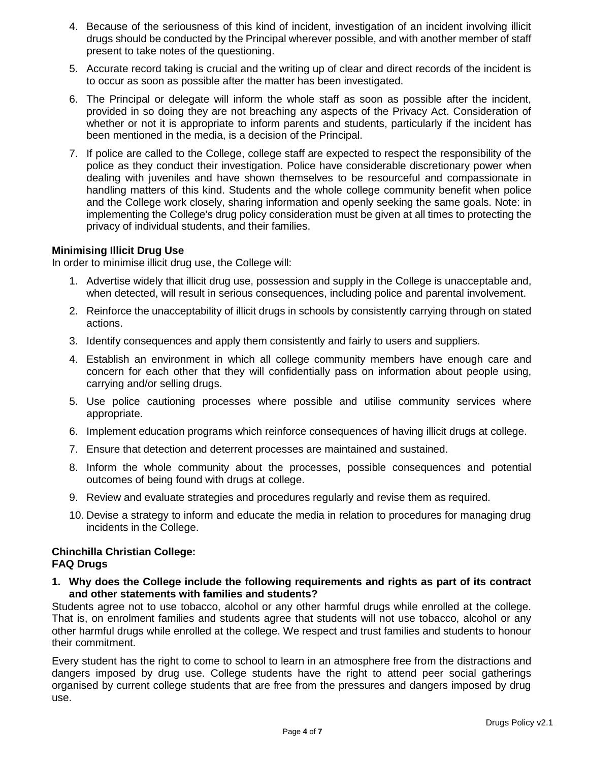4. Because of the seriousness of this kind of incident, investigation of an incident involving illicit drugs should be conducted by the Principal wherever possible, and with another member of staff present to take notes of the questioning.
5. Accurate record taking is crucial and the writing up of clear and direct records of the incident is to occur as soon as possible after the matter has been investigated.
6. The Principal or delegate will inform the whole staff as soon as possible after the incident, provided in so doing they are not breaching any aspects of the Privacy Act. Consideration of whether or not it is appropriate to inform parents and students, particularly if the incident has been mentioned in the media, is a decision of the Principal.
7. If police are called to the College, college staff are expected to respect the responsibility of the police as they conduct their investigation. Police have considerable discretionary power when dealing with juveniles and have shown themselves to be resourceful and compassionate in handling matters of this kind. Students and the whole college community benefit when police and the College work closely, sharing information and openly seeking the same goals. Note: in implementing the College's drug policy consideration must be given at all times to protecting the privacy of individual students, and their families.

**Minimising Illicit Drug Use**

In order to minimise illicit drug use, the College will:

1. Advertise widely that illicit drug use, possession and supply in the College is unacceptable and, when detected, will result in serious consequences, including police and parental involvement.
2. Reinforce the unacceptability of illicit drugs in schools by consistently carrying through on stated actions.
3. Identify consequences and apply them consistently and fairly to users and suppliers.
4. Establish an environment in which all college community members have enough care and concern for each other that they will confidentially pass on information about people using, carrying and/or selling drugs.
5. Use police cautioning processes where possible and utilise community services where appropriate.
6. Implement education programs which reinforce consequences of having illicit drugs at college.
7. Ensure that detection and deterrent processes are maintained and sustained.
8. Inform the whole community about the processes, possible consequences and potential outcomes of being found with drugs at college.
9. Review and evaluate strategies and procedures regularly and revise them as required.
10. Devise a strategy to inform and educate the media in relation to procedures for managing drug incidents in the College.

**Chinchilla Christian College:**
**FAQ Drugs**

**1. Why does the College include the following requirements and rights as part of its contract and other statements with families and students?**

Students agree not to use tobacco, alcohol or any other harmful drugs while enrolled at the college. That is, on enrolment families and students agree that students will not use tobacco, alcohol or any other harmful drugs while enrolled at the college. We respect and trust families and students to honour their commitment.

Every student has the right to come to school to learn in an atmosphere free from the distractions and dangers imposed by drug use. College students have the right to attend peer social gatherings organised by current college students that are free from the pressures and dangers imposed by drug use.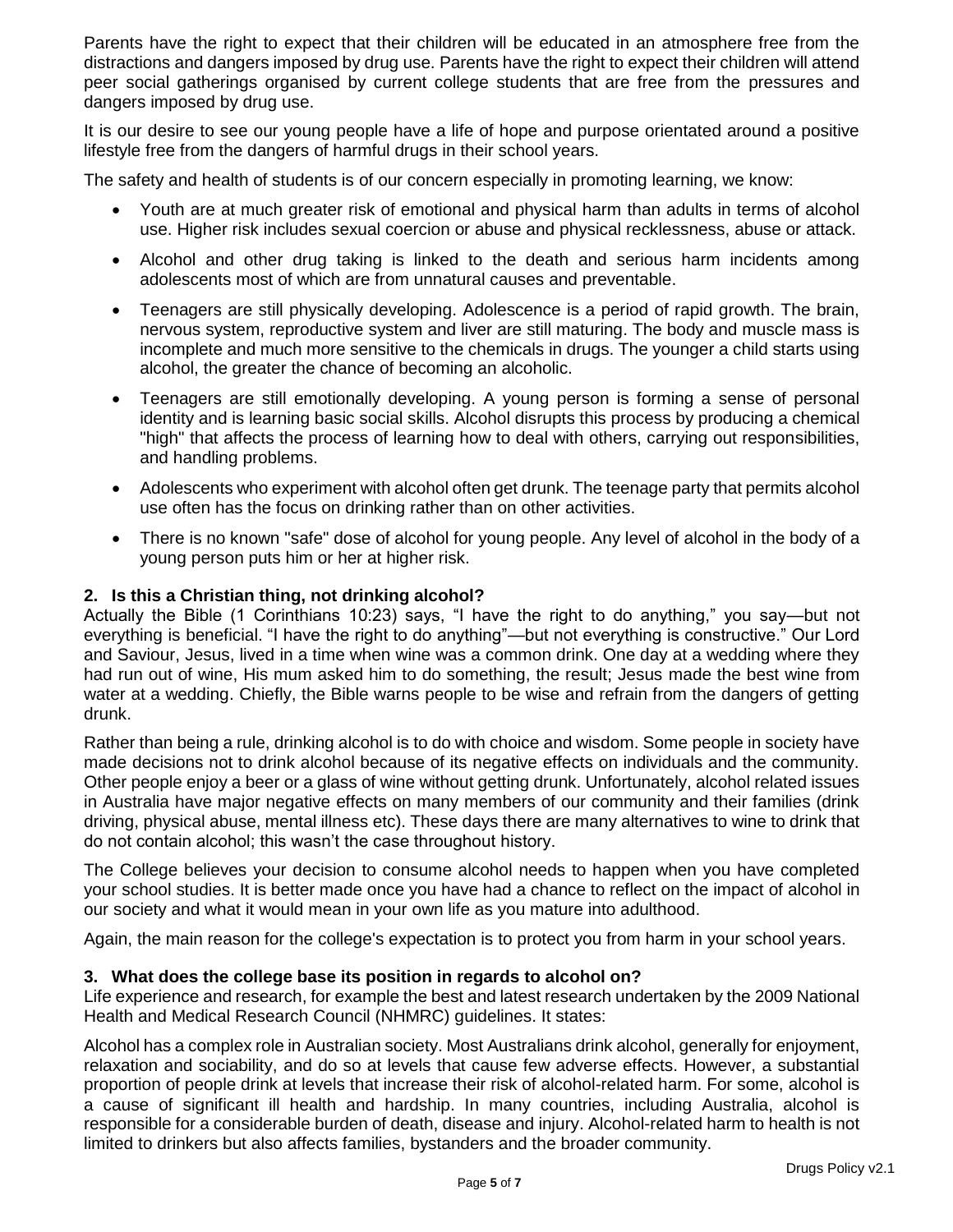Parents have the right to expect that their children will be educated in an atmosphere free from the distractions and dangers imposed by drug use. Parents have the right to expect their children will attend peer social gatherings organised by current college students that are free from the pressures and dangers imposed by drug use.

It is our desire to see our young people have a life of hope and purpose orientated around a positive lifestyle free from the dangers of harmful drugs in their school years.

The safety and health of students is of our concern especially in promoting learning, we know:

- Youth are at much greater risk of emotional and physical harm than adults in terms of alcohol use. Higher risk includes sexual coercion or abuse and physical recklessness, abuse or attack.
- Alcohol and other drug taking is linked to the death and serious harm incidents among adolescents most of which are from unnatural causes and preventable.
- Teenagers are still physically developing. Adolescence is a period of rapid growth. The brain, nervous system, reproductive system and liver are still maturing. The body and muscle mass is incomplete and much more sensitive to the chemicals in drugs. The younger a child starts using alcohol, the greater the chance of becoming an alcoholic.
- Teenagers are still emotionally developing. A young person is forming a sense of personal identity and is learning basic social skills. Alcohol disrupts this process by producing a chemical "high" that affects the process of learning how to deal with others, carrying out responsibilities, and handling problems.
- Adolescents who experiment with alcohol often get drunk. The teenage party that permits alcohol use often has the focus on drinking rather than on other activities.
- There is no known "safe" dose of alcohol for young people. Any level of alcohol in the body of a young person puts him or her at higher risk.

### 2. Is this a Christian thing, not drinking alcohol?

Actually the Bible (1 Corinthians 10:23) says, "I have the right to do anything," you say—but not everything is beneficial. "I have the right to do anything"—but not everything is constructive." Our Lord and Saviour, Jesus, lived in a time when wine was a common drink. One day at a wedding where they had run out of wine, His mum asked him to do something, the result; Jesus made the best wine from water at a wedding. Chiefly, the Bible warns people to be wise and refrain from the dangers of getting drunk.

Rather than being a rule, drinking alcohol is to do with choice and wisdom. Some people in society have made decisions not to drink alcohol because of its negative effects on individuals and the community. Other people enjoy a beer or a glass of wine without getting drunk. Unfortunately, alcohol related issues in Australia have major negative effects on many members of our community and their families (drink driving, physical abuse, mental illness etc). These days there are many alternatives to wine to drink that do not contain alcohol; this wasn't the case throughout history.

The College believes your decision to consume alcohol needs to happen when you have completed your school studies. It is better made once you have had a chance to reflect on the impact of alcohol in our society and what it would mean in your own life as you mature into adulthood.

Again, the main reason for the college's expectation is to protect you from harm in your school years.

### 3. What does the college base its position in regards to alcohol on?

Life experience and research, for example the best and latest research undertaken by the 2009 National Health and Medical Research Council (NHMRC) guidelines. It states:

Alcohol has a complex role in Australian society. Most Australians drink alcohol, generally for enjoyment, relaxation and sociability, and do so at levels that cause few adverse effects. However, a substantial proportion of people drink at levels that increase their risk of alcohol-related harm. For some, alcohol is a cause of significant ill health and hardship. In many countries, including Australia, alcohol is responsible for a considerable burden of death, disease and injury. Alcohol-related harm to health is not limited to drinkers but also affects families, bystanders and the broader community.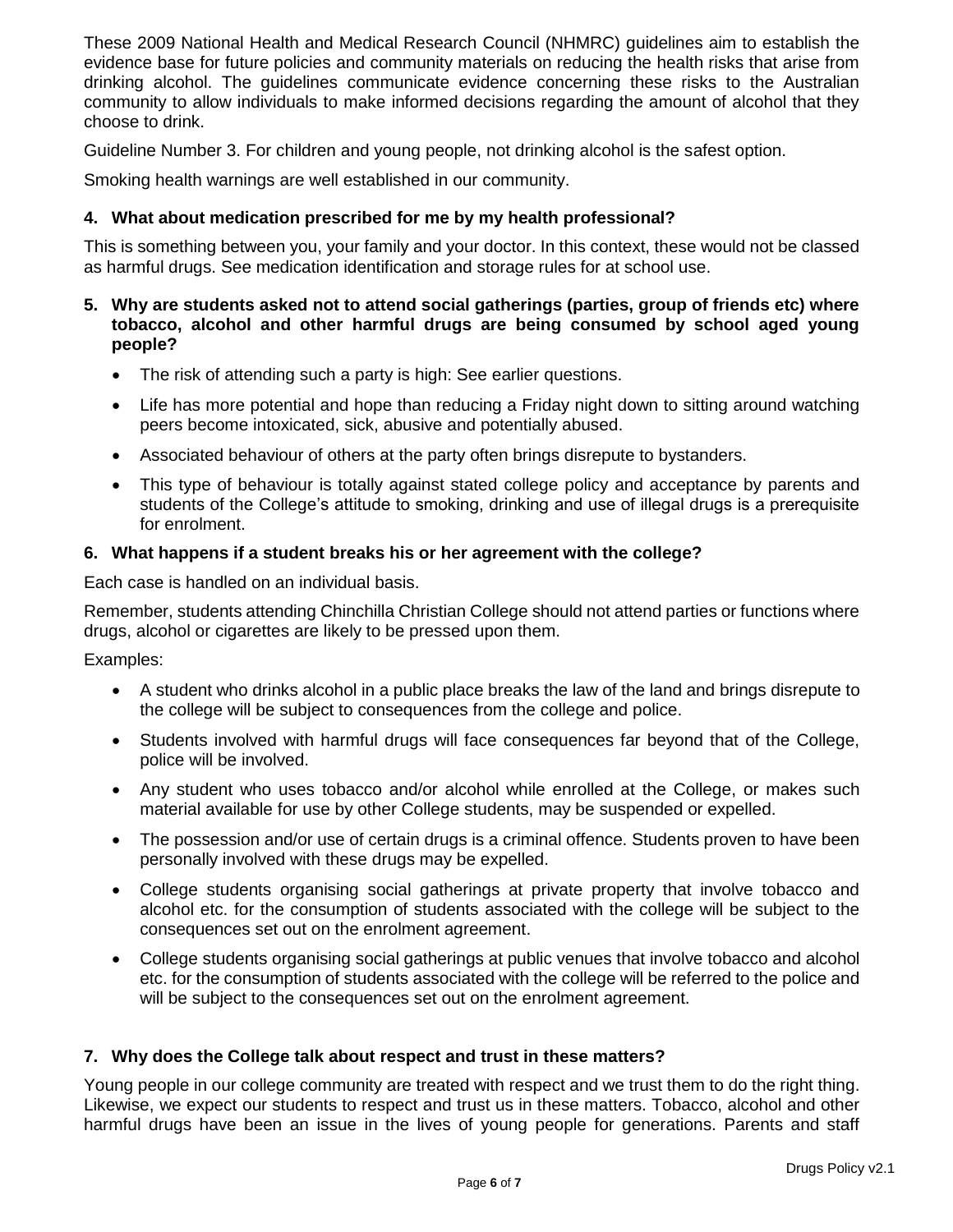These 2009 National Health and Medical Research Council (NHMRC) guidelines aim to establish the evidence base for future policies and community materials on reducing the health risks that arise from drinking alcohol. The guidelines communicate evidence concerning these risks to the Australian community to allow individuals to make informed decisions regarding the amount of alcohol that they choose to drink.

Guideline Number 3. For children and young people, not drinking alcohol is the safest option.

Smoking health warnings are well established in our community.

**4. What about medication prescribed for me by my health professional?**

This is something between you, your family and your doctor. In this context, these would not be classed as harmful drugs. See medication identification and storage rules for at school use.

**5. Why are students asked not to attend social gatherings (parties, group of friends etc) where tobacco, alcohol and other harmful drugs are being consumed by school aged young people?**

- The risk of attending such a party is high: See earlier questions.
- Life has more potential and hope than reducing a Friday night down to sitting around watching peers become intoxicated, sick, abusive and potentially abused.
- Associated behaviour of others at the party often brings disrepute to bystanders.
- This type of behaviour is totally against stated college policy and acceptance by parents and students of the College's attitude to smoking, drinking and use of illegal drugs is a prerequisite for enrolment.

**6. What happens if a student breaks his or her agreement with the college?**

Each case is handled on an individual basis.

Remember, students attending Chinchilla Christian College should not attend parties or functions where drugs, alcohol or cigarettes are likely to be pressed upon them.

Examples:

- A student who drinks alcohol in a public place breaks the law of the land and brings disrepute to the college will be subject to consequences from the college and police.
- Students involved with harmful drugs will face consequences far beyond that of the College, police will be involved.
- Any student who uses tobacco and/or alcohol while enrolled at the College, or makes such material available for use by other College students, may be suspended or expelled.
- The possession and/or use of certain drugs is a criminal offence. Students proven to have been personally involved with these drugs may be expelled.
- College students organising social gatherings at private property that involve tobacco and alcohol etc. for the consumption of students associated with the college will be subject to the consequences set out on the enrolment agreement.
- College students organising social gatherings at public venues that involve tobacco and alcohol etc. for the consumption of students associated with the college will be referred to the police and will be subject to the consequences set out on the enrolment agreement.

**7. Why does the College talk about respect and trust in these matters?**

Young people in our college community are treated with respect and we trust them to do the right thing. Likewise, we expect our students to respect and trust us in these matters. Tobacco, alcohol and other harmful drugs have been an issue in the lives of young people for generations. Parents and staff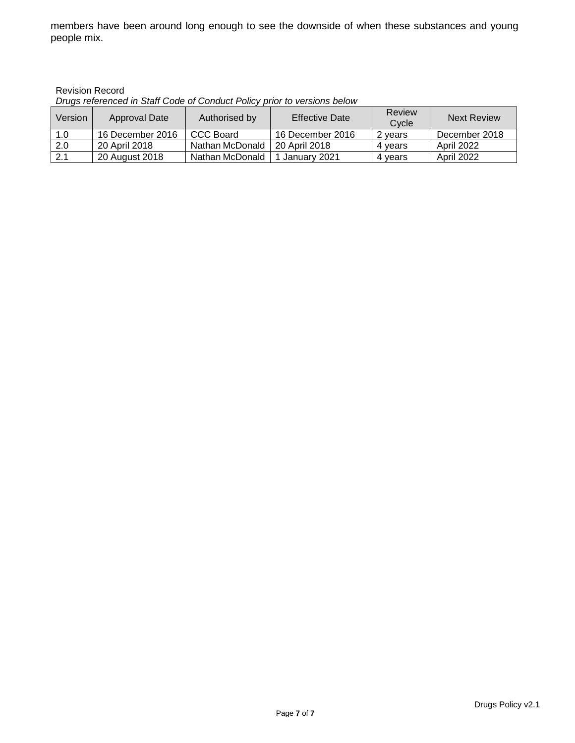members have been around long enough to see the downside of when these substances and young people mix.

Revision Record

*Drugs referenced in Staff Code of Conduct Policy prior to versions below*

| Version | Approval Date | Authorised by | Effective Date | Review Cycle | Next Review |
|---|---|---|---|---|---|
| 1.0 | 16 December 2016 | CCC Board | 16 December 2016 | 2 years | December 2018 |
| 2.0 | 20 April 2018 | Nathan McDonald | 20 April 2018 | 4 years | April 2022 |
| 2.1 | 20 August 2018 | Nathan McDonald | 1 January 2021 | 4 years | April 2022 |